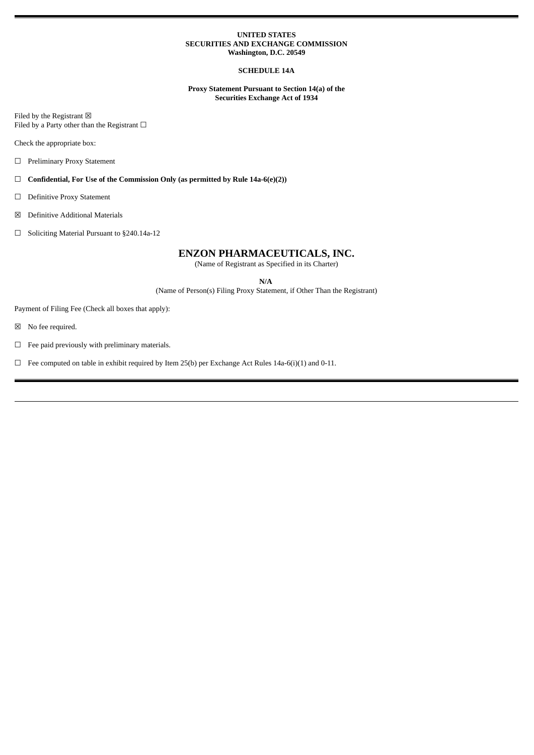**UNITED STATES**
**SECURITIES AND EXCHANGE COMMISSION**
**Washington, D.C. 20549**

**SCHEDULE 14A**

**Proxy Statement Pursuant to Section 14(a) of the**
**Securities Exchange Act of 1934**

Filed by the Registrant ☒
Filed by a Party other than the Registrant ☐

Check the appropriate box:

☐ Preliminary Proxy Statement

☐ **Confidential, For Use of the Commission Only (as permitted by Rule 14a-6(e)(2))**

☐ Definitive Proxy Statement

☒ Definitive Additional Materials

☐ Soliciting Material Pursuant to §240.14a-12

# ENZON PHARMACEUTICALS, INC.

(Name of Registrant as Specified in its Charter)

**N/A**

(Name of Person(s) Filing Proxy Statement, if Other Than the Registrant)

Payment of Filing Fee (Check all boxes that apply):

☒ No fee required.

☐ Fee paid previously with preliminary materials.

☐ Fee computed on table in exhibit required by Item 25(b) per Exchange Act Rules 14a-6(i)(1) and 0-11.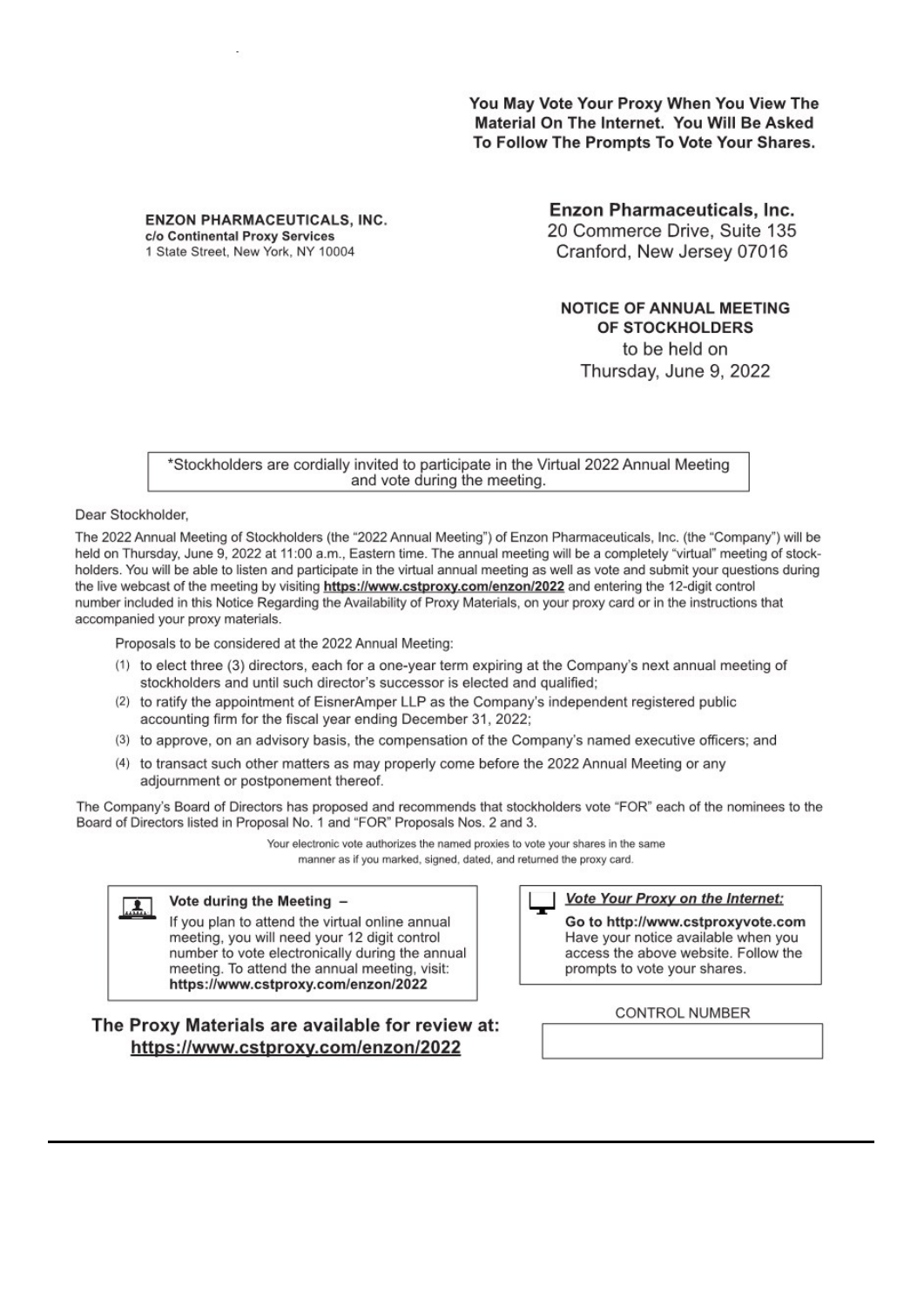**You May Vote Your Proxy When You View The Material On The Internet. You Will Be Asked To Follow The Prompts To Vote Your Shares.**

**ENZON PHARMACEUTICALS, INC.**
**c/o Continental Proxy Services**
1 State Street, New York, NY 10004

**Enzon Pharmaceuticals, Inc.**
20 Commerce Drive, Suite 135
Cranford, New Jersey 07016

**NOTICE OF ANNUAL MEETING OF STOCKHOLDERS**
to be held on
Thursday, June 9, 2022

*Stockholders are cordially invited to participate in the Virtual 2022 Annual Meeting and vote during the meeting.

Dear Stockholder,

The 2022 Annual Meeting of Stockholders (the "2022 Annual Meeting") of Enzon Pharmaceuticals, Inc. (the "Company") will be held on Thursday, June 9, 2022 at 11:00 a.m., Eastern time. The annual meeting will be a completely "virtual" meeting of stockholders. You will be able to listen and participate in the virtual annual meeting as well as vote and submit your questions during the live webcast of the meeting by visiting **https://www.cstproxy.com/enzon/2022** and entering the 12-digit control number included in this Notice Regarding the Availability of Proxy Materials, on your proxy card or in the instructions that accompanied your proxy materials.

Proposals to be considered at the 2022 Annual Meeting:

(1) to elect three (3) directors, each for a one-year term expiring at the Company's next annual meeting of stockholders and until such director's successor is elected and qualified;
(2) to ratify the appointment of EisnerAmper LLP as the Company's independent registered public accounting firm for the fiscal year ending December 31, 2022;
(3) to approve, on an advisory basis, the compensation of the Company's named executive officers; and
(4) to transact such other matters as may properly come before the 2022 Annual Meeting or any adjournment or postponement thereof.

The Company's Board of Directors has proposed and recommends that stockholders vote "FOR" each of the nominees to the Board of Directors listed in Proposal No. 1 and "FOR" Proposals Nos. 2 and 3.

Your electronic vote authorizes the named proxies to vote your shares in the same manner as if you marked, signed, dated, and returned the proxy card.

**Vote during the Meeting –**
If you plan to attend the virtual online annual meeting, you will need your 12 digit control number to vote electronically during the annual meeting. To attend the annual meeting, visit: **https://www.cstproxy.com/enzon/2022**

***Vote Your Proxy on the Internet:***
**Go to http://www.cstproxyvote.com**
Have your notice available when you access the above website. Follow the prompts to vote your shares.

**The Proxy Materials are available for review at: https://www.cstproxy.com/enzon/2022**

CONTROL NUMBER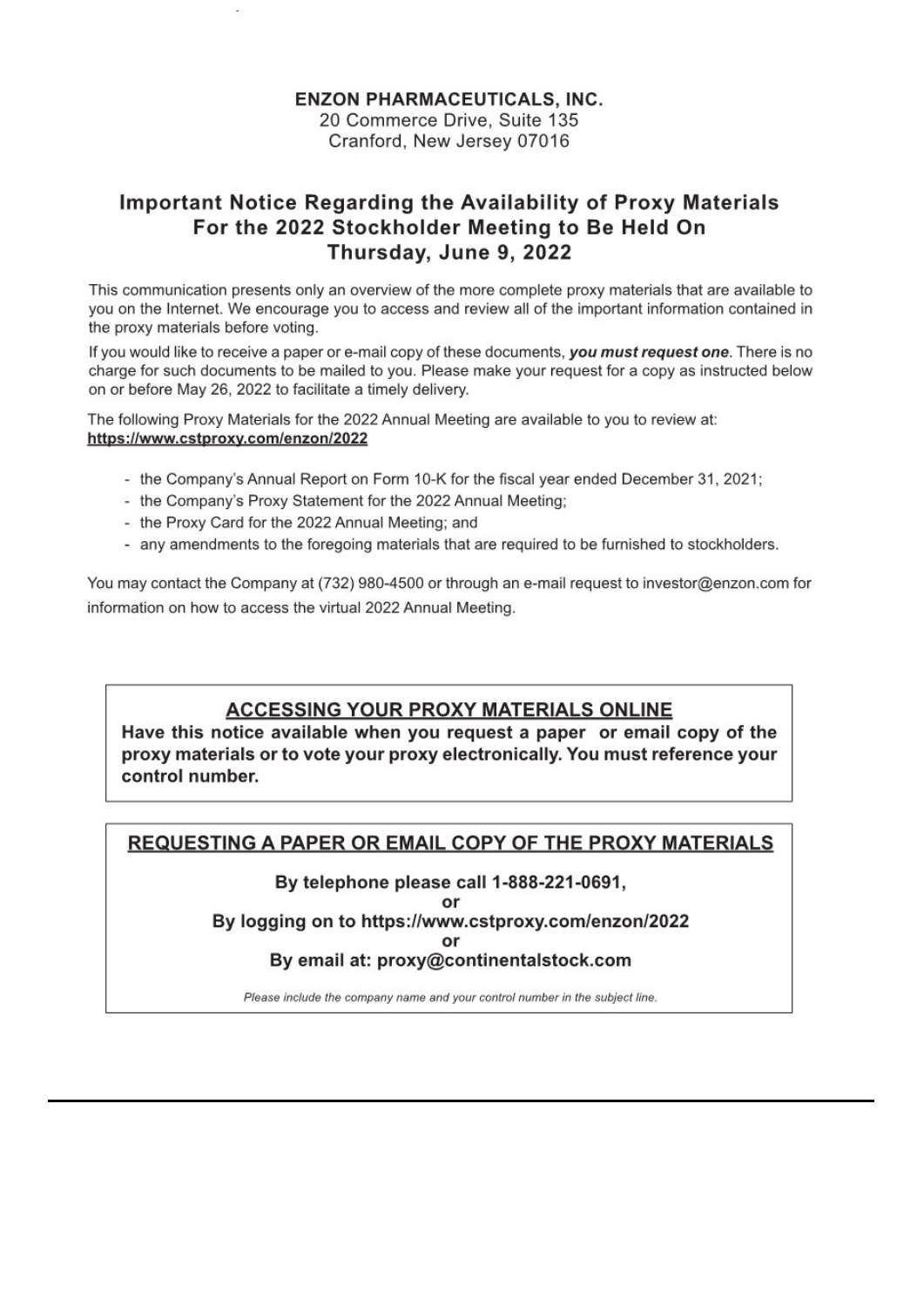**ENZON PHARMACEUTICALS, INC.**
20 Commerce Drive, Suite 135
Cranford, New Jersey 07016

# Important Notice Regarding the Availability of Proxy Materials For the 2022 Stockholder Meeting to Be Held On Thursday, June 9, 2022

This communication presents only an overview of the more complete proxy materials that are available to you on the Internet. We encourage you to access and review all of the important information contained in the proxy materials before voting.

If you would like to receive a paper or e-mail copy of these documents, ***you must request one***. There is no charge for such documents to be mailed to you. Please make your request for a copy as instructed below on or before May 26, 2022 to facilitate a timely delivery.

The following Proxy Materials for the 2022 Annual Meeting are available to you to review at:
**https://www.cstproxy.com/enzon/2022**

- the Company's Annual Report on Form 10-K for the fiscal year ended December 31, 2021;
- the Company's Proxy Statement for the 2022 Annual Meeting;
- the Proxy Card for the 2022 Annual Meeting; and
- any amendments to the foregoing materials that are required to be furnished to stockholders.

You may contact the Company at (732) 980-4500 or through an e-mail request to investor@enzon.com for information on how to access the virtual 2022 Annual Meeting.

## ACCESSING YOUR PROXY MATERIALS ONLINE

**Have this notice available when you request a paper or email copy of the proxy materials or to vote your proxy electronically. You must reference your control number.**

## REQUESTING A PAPER OR EMAIL COPY OF THE PROXY MATERIALS

**By telephone please call 1-888-221-0691,**
**or**
**By logging on to https://www.cstproxy.com/enzon/2022**
**or**
**By email at: proxy@continentalstock.com**

*Please include the company name and your control number in the subject line.*